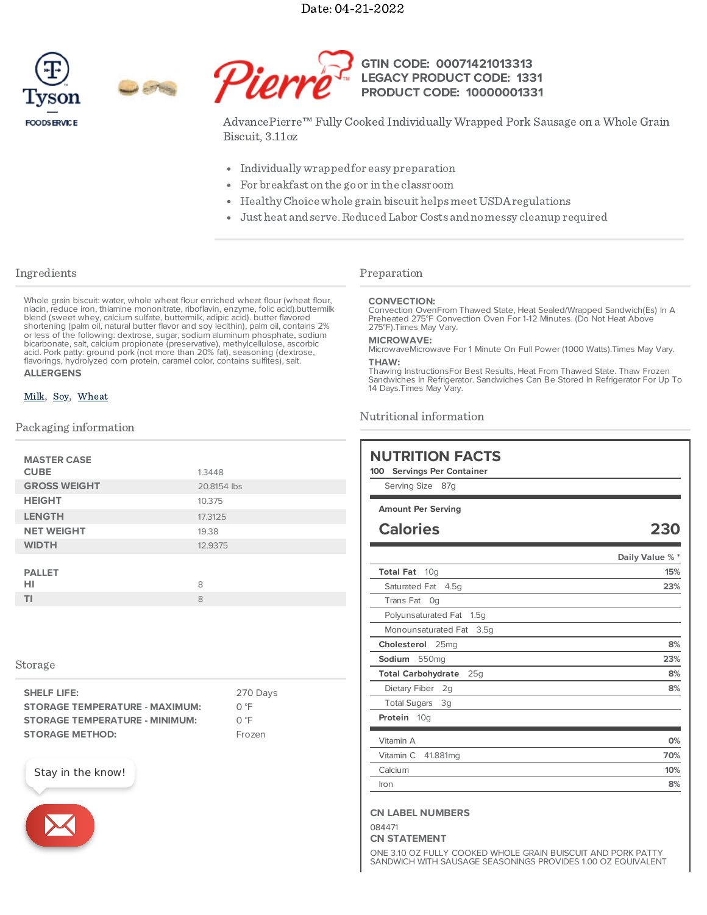Date: 04-21-2022

GTIN CODE: 00071421013313
LEGACY PRODUCT CODE: 1331
PRODUCT CODE: 10000001331

AdvancePierre™ Fully Cooked Individually Wrapped Pork Sausage on a Whole Grain Biscuit, 3.11oz

- Individually wrapped for easy preparation
- For breakfast on the go or in the classroom
- Healthy Choice whole grain biscuit helps meet USDA regulations
- Just heat and serve. Reduced Labor Costs and no messy cleanup required

## Ingredients

Whole grain biscuit: water, whole wheat flour enriched wheat flour (wheat flour, niacin, reduce iron, thiamine mononitrate, riboflavin, enzyme, folic acid).buttermilk blend (sweet whey, calcium sulfate, buttermilk, adipic acid). butter flavored shortening (palm oil, natural butter flavor and soy lecithin), palm oil, contains 2% or less of the following: dextrose, sugar, sodium aluminum phosphate, sodium bicarbonate, salt, calcium propionate (preservative), methylcellulose, ascorbic acid. Pork patty: ground pork (not more than 20% fat), seasoning (dextrose, flavorings, hydrolyzed corn protein, caramel color, contains sulfites), salt.

**ALLERGENS**

Milk, Soy, Wheat

## Packaging information

| MASTER CASE | |
|---|---|
| CUBE | 1.3448 |
| GROSS WEIGHT | 20.8154 lbs |
| HEIGHT | 10.375 |
| LENGTH | 17.3125 |
| NET WEIGHT | 19.38 |
| WIDTH | 12.9375 |

| PALLET | |
|---|---|
| HI | 8 |
| TI | 8 |

## Storage

| | |
|---|---|
| SHELF LIFE: | 270 Days |
| STORAGE TEMPERATURE - MAXIMUM: | 0 °F |
| STORAGE TEMPERATURE - MINIMUM: | 0 °F |
| STORAGE METHOD: | Frozen |

Stay in the know!

## Preparation

**CONVECTION:**
Convection OvenFrom Thawed State, Heat Sealed/Wrapped Sandwich(Es) In A Preheated 275°F Convection Oven For 1-12 Minutes. (Do Not Heat Above 275°F).Times May Vary.

**MICROWAVE:**
MicrowaveMicrowave For 1 Minute On Full Power (1000 Watts).Times May Vary.

**THAW:**
Thawing InstructionsFor Best Results, Heat From Thawed State. Thaw Frozen Sandwiches In Refrigerator. Sandwiches Can Be Stored In Refrigerator For Up To 14 Days.Times May Vary.

## Nutritional information

### NUTRITION FACTS

100 Servings Per Container

Serving Size 87g

Amount Per Serving

**Calories 230**

| | Daily Value % * |
|---|---|
| **Total Fat** 10g | 15% |
| Saturated Fat 4.5g | 23% |
| Trans Fat 0g | |
| Polyunsaturated Fat 1.5g | |
| Monounsaturated Fat 3.5g | |
| **Cholesterol** 25mg | 8% |
| **Sodium** 550mg | 23% |
| **Total Carbohydrate** 25g | 8% |
| Dietary Fiber 2g | 8% |
| Total Sugars 3g | |
| **Protein** 10g | |
| Vitamin A | 0% |
| Vitamin C 41.881mg | 70% |
| Calcium | 10% |
| Iron | 8% |

**CN LABEL NUMBERS**

084471

**CN STATEMENT**

ONE 3.10 OZ FULLY COOKED WHOLE GRAIN BUISCUIT AND PORK PATTY SANDWICH WITH SAUSAGE SEASONINGS PROVIDES 1.00 OZ EQUIVALENT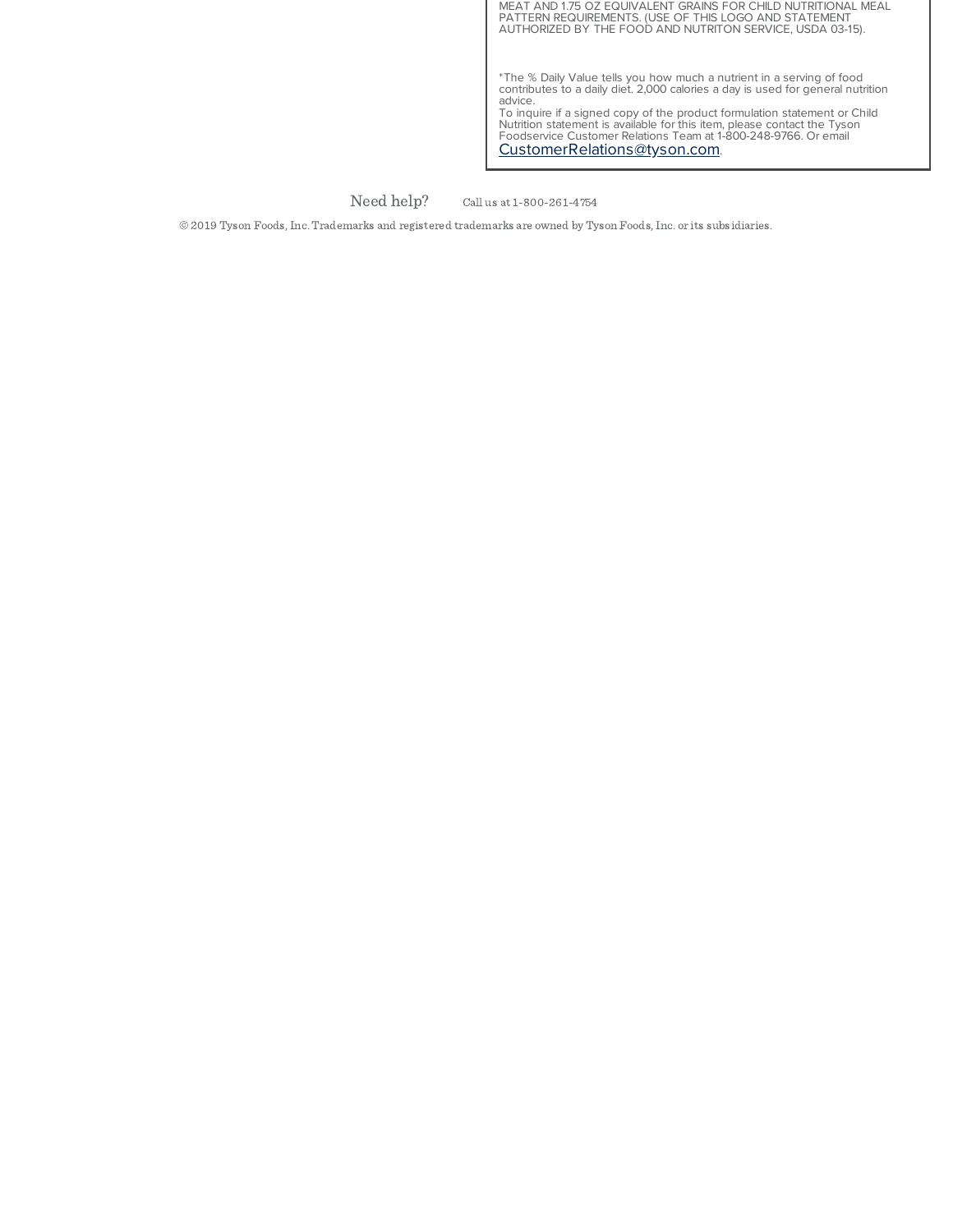MEAT AND 1.75 OZ EQUIVALENT GRAINS FOR CHILD NUTRITIONAL MEAL PATTERN REQUIREMENTS. (USE OF THIS LOGO AND STATEMENT AUTHORIZED BY THE FOOD AND NUTRITON SERVICE, USDA 03-15).

*The % Daily Value tells you how much a nutrient in a serving of food contributes to a daily diet. 2,000 calories a day is used for general nutrition advice.
To inquire if a signed copy of the product formulation statement or Child Nutrition statement is available for this item, please contact the Tyson Foodservice Customer Relations Team at 1-800-248-9766. Or email CustomerRelations@tyson.com.

Need help? Call us at 1-800-261-4754

© 2019 Tyson Foods, Inc. Trademarks and registered trademarks are owned by Tyson Foods, Inc. or its subsidiaries.